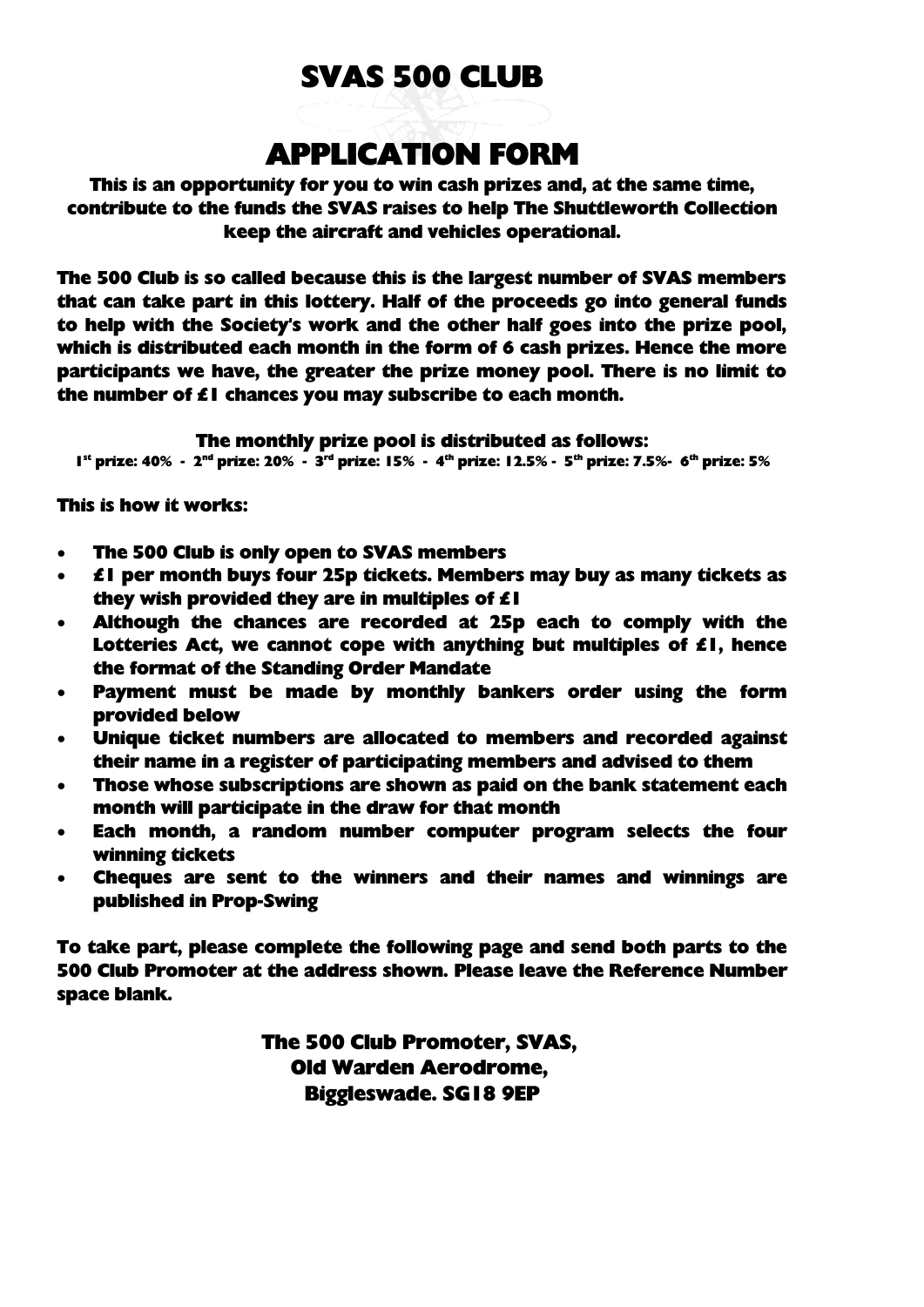# SVAS 500 CLUB

# APPLICATION FORM

**This is an opportunity for you to win cash prizes and, at the same time, contribute to the funds the SVAS raises to help The Shuttleworth Collection keep the aircraft and vehicles operational.**

**The 500 Club is so called because this is the largest number of SVAS members that can take part in this lottery. Half of the proceeds go into general funds to help with the Society's work and the other half goes into the prize pool, which is distributed each month in the form of 6 cash prizes. Hence the more participants we have, the greater the prize money pool. There is no limit to the number of £1 chances you may subscribe to each month.**

**The monthly prize pool is distributed as follows:**

**1st prize: 40% - 2nd prize: 20% - 3rd prize: 15% - 4th prize: 12.5% - 5th prize: 7.5%- 6th prize: 5%**

**This is how it works:**

- **The 500 Club is only open to SVAS members**
- **£1 per month buys four 25p tickets. Members may buy as many tickets as they wish provided they are in multiples of £1**
- **Although the chances are recorded at 25p each to comply with the Lotteries Act, we cannot cope with anything but multiples of £1, hence the format of the Standing Order Mandate**
- **Payment must be made by monthly bankers order using the form provided below**
- **Unique ticket numbers are allocated to members and recorded against their name in a register of participating members and advised to them**
- **Those whose subscriptions are shown as paid on the bank statement each month will participate in the draw for that month**
- **Each month, a random number computer program selects the four winning tickets**
- **Cheques are sent to the winners and their names and winnings are published in Prop-Swing**

**To take part, please complete the following page and send both parts to the 500 Club Promoter at the address shown. Please leave the Reference Number space blank.**

**The 500 Club Promoter, SVAS,**
**Old Warden Aerodrome,**
**Biggleswade. SG18 9EP**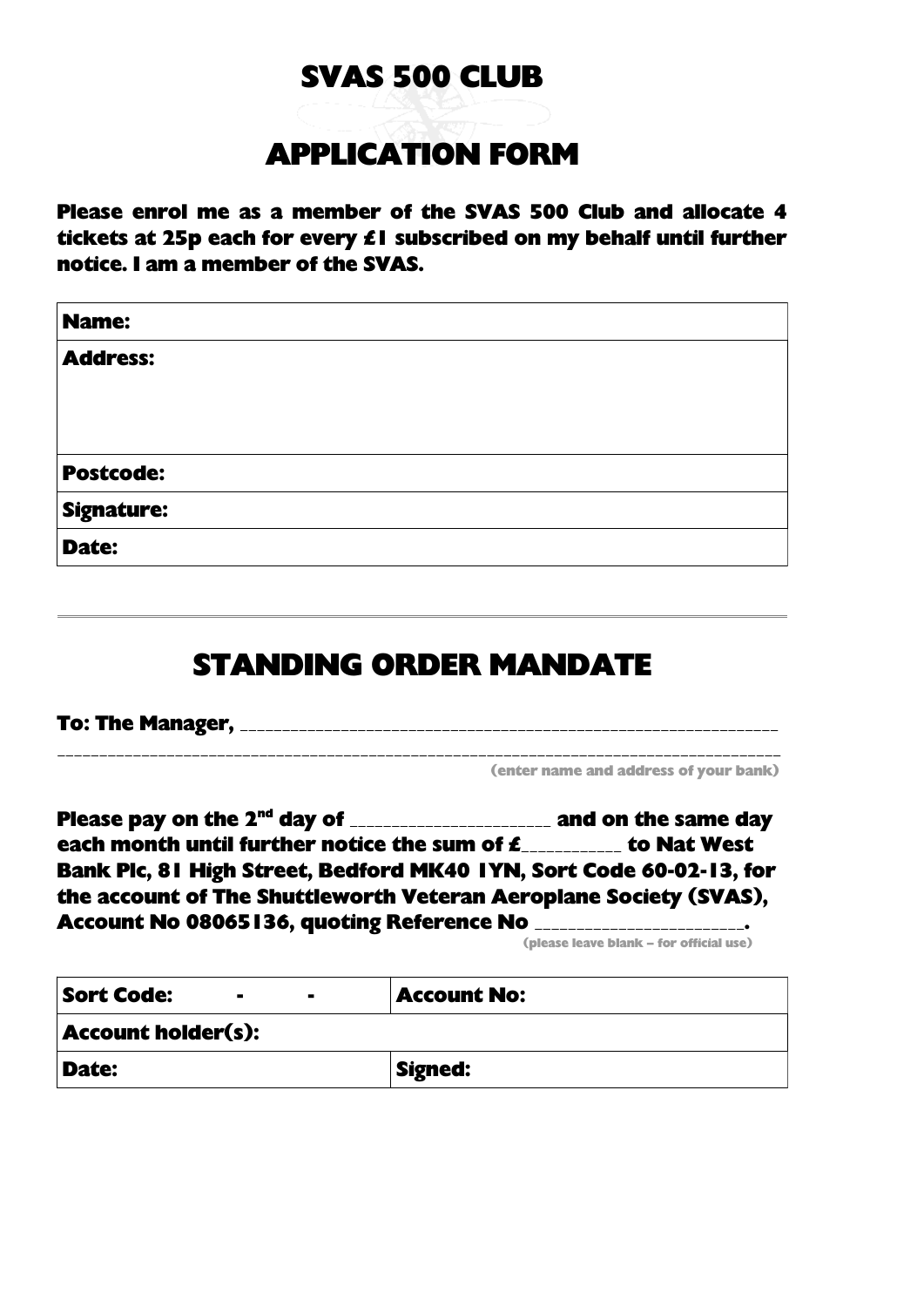# SVAS 500 CLUB

# APPLICATION FORM

**Please enrol me as a member of the SVAS 500 Club and allocate 4 tickets at 25p each for every £1 subscribed on my behalf until further notice. I am a member of the SVAS.**

| |
|---|
| **Name:** |
| **Address:** |
| **Postcode:** |
| **Signature:** |
| **Date:** |

---

# STANDING ORDER MANDATE

**To: The Manager, \_\_\_\_\_\_\_\_\_\_\_\_\_\_\_\_\_\_\_\_\_\_\_\_\_\_\_\_\_\_\_\_\_\_\_\_\_\_\_\_\_\_\_\_\_\_\_\_\_\_\_\_\_\_\_\_\_\_\_\_**

\_\_\_\_\_\_\_\_\_\_\_\_\_\_\_\_\_\_\_\_\_\_\_\_\_\_\_\_\_\_\_\_\_\_\_\_\_\_\_\_\_\_\_\_\_\_\_\_\_\_\_\_\_\_\_\_\_\_\_\_\_\_\_\_\_\_\_\_\_\_\_\_\_\_\_\_\_\_

(enter name and address of your bank)

**Please pay on the 2nd day of \_\_\_\_\_\_\_\_\_\_\_\_\_\_\_\_\_\_\_\_ and on the same day each month until further notice the sum of £\_\_\_\_\_\_\_\_\_\_ to Nat West Bank Plc, 81 High Street, Bedford MK40 1YN, Sort Code 60-02-13, for the account of The Shuttleworth Veteran Aeroplane Society (SVAS), Account No 08065136, quoting Reference No \_\_\_\_\_\_\_\_\_\_\_\_\_\_\_\_\_\_\_\_\_\_.**

(please leave blank – for official use)

| | |
|---|---|
| **Sort Code: - -** | **Account No:** |
| **Account holder(s):** | |
| **Date:** | **Signed:** |